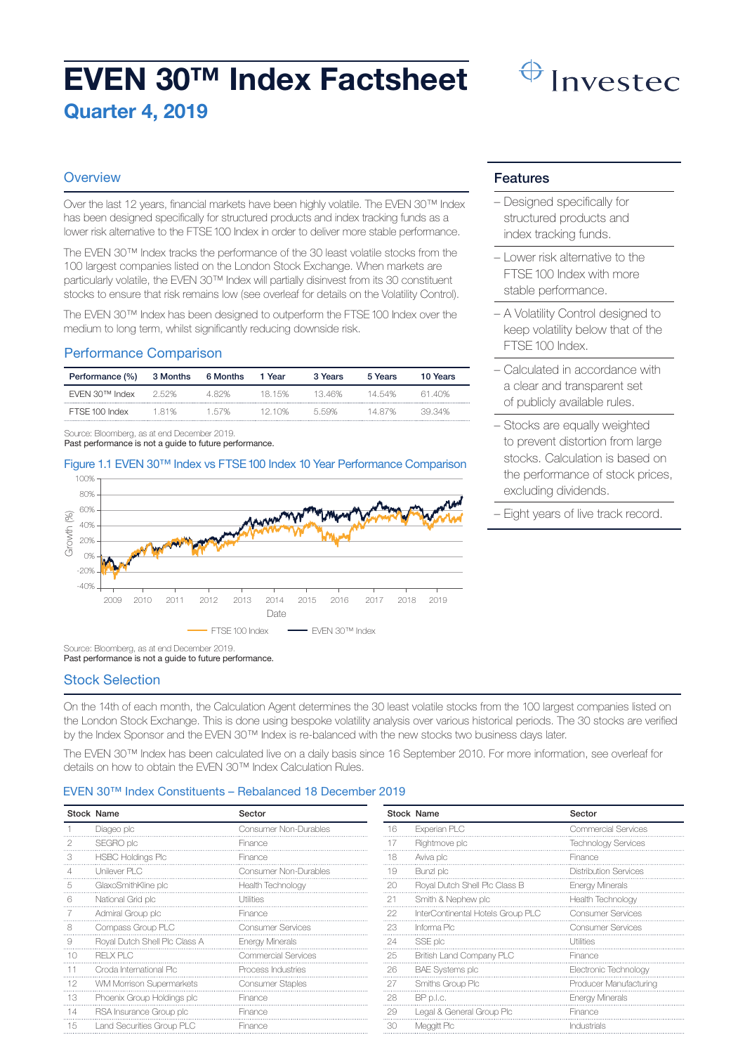# EVEN 30™ Index Factsheet

## Quarter 4, 2019

Investec

## Overview

Over the last 12 years, financial markets have been highly volatile. The EVEN 30™ Index has been designed specifically for structured products and index tracking funds as a lower risk alternative to the FTSE 100 Index in order to deliver more stable performance.

The EVEN 30™ Index tracks the performance of the 30 least volatile stocks from the 100 largest companies listed on the London Stock Exchange. When markets are particularly volatile, the EVEN 30™ Index will partially disinvest from its 30 constituent stocks to ensure that risk remains low (see overleaf for details on the Volatility Control).

The EVEN 30™ Index has been designed to outperform the FTSE 100 Index over the medium to long term, whilst significantly reducing downside risk.

## Performance Comparison

| Performance (%) | 3 Months | 6 Months | 1 Year | 3 Years | 5 Years | 10 Years |
|---|---|---|---|---|---|---|
| EVEN 30™ Index | 2.52% | 4.82% | 18.15% | 13.46% | 14.54% | 61.40% |
| FTSE 100 Index | 1.81% | 1.57% | 12.10% | 5.59% | 14.87% | 39.34% |

Source: Bloomberg, as at end December 2019.
Past performance is not a guide to future performance.

Figure 1.1 EVEN 30™ Index vs FTSE 100 Index 10 Year Performance Comparison

Source: Bloomberg, as at end December 2019.
Past performance is not a guide to future performance.

## Features

- Designed specifically for structured products and index tracking funds.
- Lower risk alternative to the FTSE 100 Index with more stable performance.
- A Volatility Control designed to keep volatility below that of the FTSE 100 Index.
- Calculated in accordance with a clear and transparent set of publicly available rules.
- Stocks are equally weighted to prevent distortion from large stocks. Calculation is based on the performance of stock prices, excluding dividends.
- Eight years of live track record.

## Stock Selection

On the 14th of each month, the Calculation Agent determines the 30 least volatile stocks from the 100 largest companies listed on the London Stock Exchange. This is done using bespoke volatility analysis over various historical periods. The 30 stocks are verified by the Index Sponsor and the EVEN 30™ Index is re-balanced with the new stocks two business days later.

The EVEN 30™ Index has been calculated live on a daily basis since 16 September 2010. For more information, see overleaf for details on how to obtain the EVEN 30™ Index Calculation Rules.

### EVEN 30™ Index Constituents – Rebalanced 18 December 2019

| Stock | Name | Sector |
|---|---|---|
| 1 | Diageo plc | Consumer Non-Durables |
| 2 | SEGRO plc | Finance |
| 3 | HSBC Holdings Plc | Finance |
| 4 | Unilever PLC | Consumer Non-Durables |
| 5 | GlaxoSmithKline plc | Health Technology |
| 6 | National Grid plc | Utilities |
| 7 | Admiral Group plc | Finance |
| 8 | Compass Group PLC | Consumer Services |
| 9 | Royal Dutch Shell Plc Class A | Energy Minerals |
| 10 | RELX PLC | Commercial Services |
| 11 | Croda International Plc | Process Industries |
| 12 | WM Morrison Supermarkets | Consumer Staples |
| 13 | Phoenix Group Holdings plc | Finance |
| 14 | RSA Insurance Group plc | Finance |
| 15 | Land Securities Group PLC | Finance |
| 16 | Experian PLC | Commercial Services |
| 17 | Rightmove plc | Technology Services |
| 18 | Aviva plc | Finance |
| 19 | Bunzl plc | Distribution Services |
| 20 | Royal Dutch Shell Plc Class B | Energy Minerals |
| 21 | Smith & Nephew plc | Health Technology |
| 22 | InterContinental Hotels Group PLC | Consumer Services |
| 23 | Informa Plc | Consumer Services |
| 24 | SSE plc | Utilities |
| 25 | British Land Company PLC | Finance |
| 26 | BAE Systems plc | Electronic Technology |
| 27 | Smiths Group Plc | Producer Manufacturing |
| 28 | BP p.l.c. | Energy Minerals |
| 29 | Legal & General Group Plc | Finance |
| 30 | Meggitt Plc | Industrials |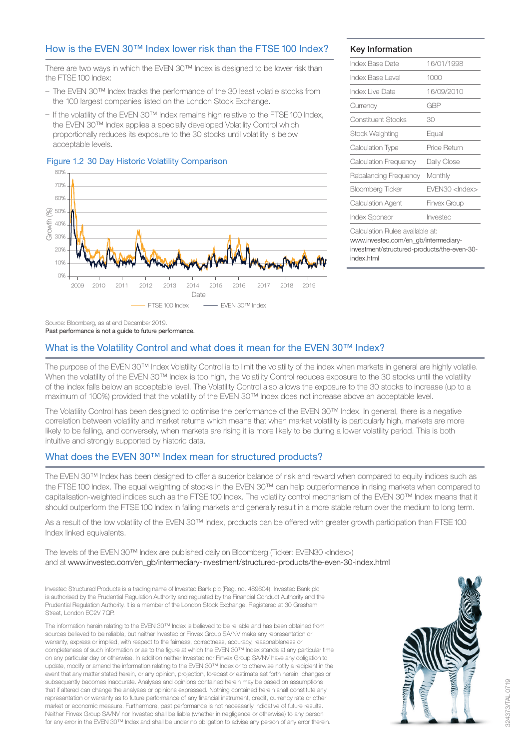## How is the EVEN 30™ Index lower risk than the FTSE 100 Index?

There are two ways in which the EVEN 30™ Index is designed to be lower risk than the FTSE 100 Index:

- The EVEN 30™ Index tracks the performance of the 30 least volatile stocks from the 100 largest companies listed on the London Stock Exchange.
- If the volatility of the EVEN 30™ Index remains high relative to the FTSE 100 Index, the EVEN 30™ Index applies a specially developed Volatility Control which proportionally reduces its exposure to the 30 stocks until volatility is below acceptable levels.

Figure 1.2 30 Day Historic Volatility Comparison

80%
70%
60%
50%
40%
30%
20%
10%
0%
Growth (%)
2009 2010 2011 2012 2013 2014 2015 2016 2017 2018 2019
Date
FTSE 100 Index
EVEN 30™ Index

Source: Bloomberg, as at end December 2019.
Past performance is not a guide to future performance.

### Key Information

| | |
|---|---|
| Index Base Date | 16/01/1998 |
| Index Base Level | 1000 |
| Index Live Date | 16/09/2010 |
| Currency | GBP |
| Constituent Stocks | 30 |
| Stock Weighting | Equal |
| Calculation Type | Price Return |
| Calculation Frequency | Daily Close |
| Rebalancing Frequency | Monthly |
| Bloomberg Ticker | EVEN30 <Index> |
| Calculation Agent | Finvex Group |
| Index Sponsor | Investec |

Calculation Rules available at:
www.investec.com/en_gb/intermediary-investment/structured-products/the-even-30-index.html

## What is the Volatility Control and what does it mean for the EVEN 30™ Index?

The purpose of the EVEN 30™ Index Volatility Control is to limit the volatility of the index when markets in general are highly volatile. When the volatility of the EVEN 30™ Index is too high, the Volatility Control reduces exposure to the 30 stocks until the volatility of the index falls below an acceptable level. The Volatility Control also allows the exposure to the 30 stocks to increase (up to a maximum of 100%) provided that the volatility of the EVEN 30™ Index does not increase above an acceptable level.

The Volatility Control has been designed to optimise the performance of the EVEN 30™ Index. In general, there is a negative correlation between volatility and market returns which means that when market volatility is particularly high, markets are more likely to be falling, and conversely, when markets are rising it is more likely to be during a lower volatility period. This is both intuitive and strongly supported by historic data.

## What does the EVEN 30™ Index mean for structured products?

The EVEN 30™ Index has been designed to offer a superior balance of risk and reward when compared to equity indices such as the FTSE 100 Index. The equal weighting of stocks in the EVEN 30™ can help outperformance in rising markets when compared to capitalisation-weighted indices such as the FTSE 100 Index. The volatility control mechanism of the EVEN 30™ Index means that it should outperform the FTSE 100 Index in falling markets and generally result in a more stable return over the medium to long term.

As a result of the low volatility of the EVEN 30™ Index, products can be offered with greater growth participation than FTSE 100 Index linked equivalents.

The levels of the EVEN 30™ Index are published daily on Bloomberg (Ticker: EVEN30 <Index>) and at www.investec.com/en_gb/intermediary-investment/structured-products/the-even-30-index.html

Investec Structured Products is a trading name of Investec Bank plc (Reg. no. 489604). Investec Bank plc is authorised by the Prudential Regulation Authority and regulated by the Financial Conduct Authority and the Prudential Regulation Authority. It is a member of the London Stock Exchange. Registered at 30 Gresham Street, London EC2V 7QP.

The information herein relating to the EVEN 30™ Index is believed to be reliable and has been obtained from sources believed to be reliable, but neither Investec or Finvex Group SA/NV make any representation or warranty, express or implied, with respect to the fairness, correctness, accuracy, reasonableness or completeness of such information or as to the figure at which the EVEN 30™ Index stands at any particular time on any particular day or otherwise. In addition neither Investec nor Finvex Group SA/NV have any obligation to update, modify or amend the information relating to the EVEN 30™ Index or to otherwise notify a recipient in the event that any matter stated herein, or any opinion, projection, forecast or estimate set forth herein, changes or subsequently becomes inaccurate. Analyses and opinions contained herein may be based on assumptions that if altered can change the analyses or opinions expressed. Nothing contained herein shall constitute any representation or warranty as to future performance of any financial instrument, credit, currency rate or other market or economic measure. Furthermore, past performance is not necessarily indicative of future results. Neither Finvex Group SA/NV nor Investec shall be liable (whether in negligence or otherwise) to any person for any error in the EVEN 30™ Index and shall be under no obligation to advise any person of any error therein.

324373/TAL 0719